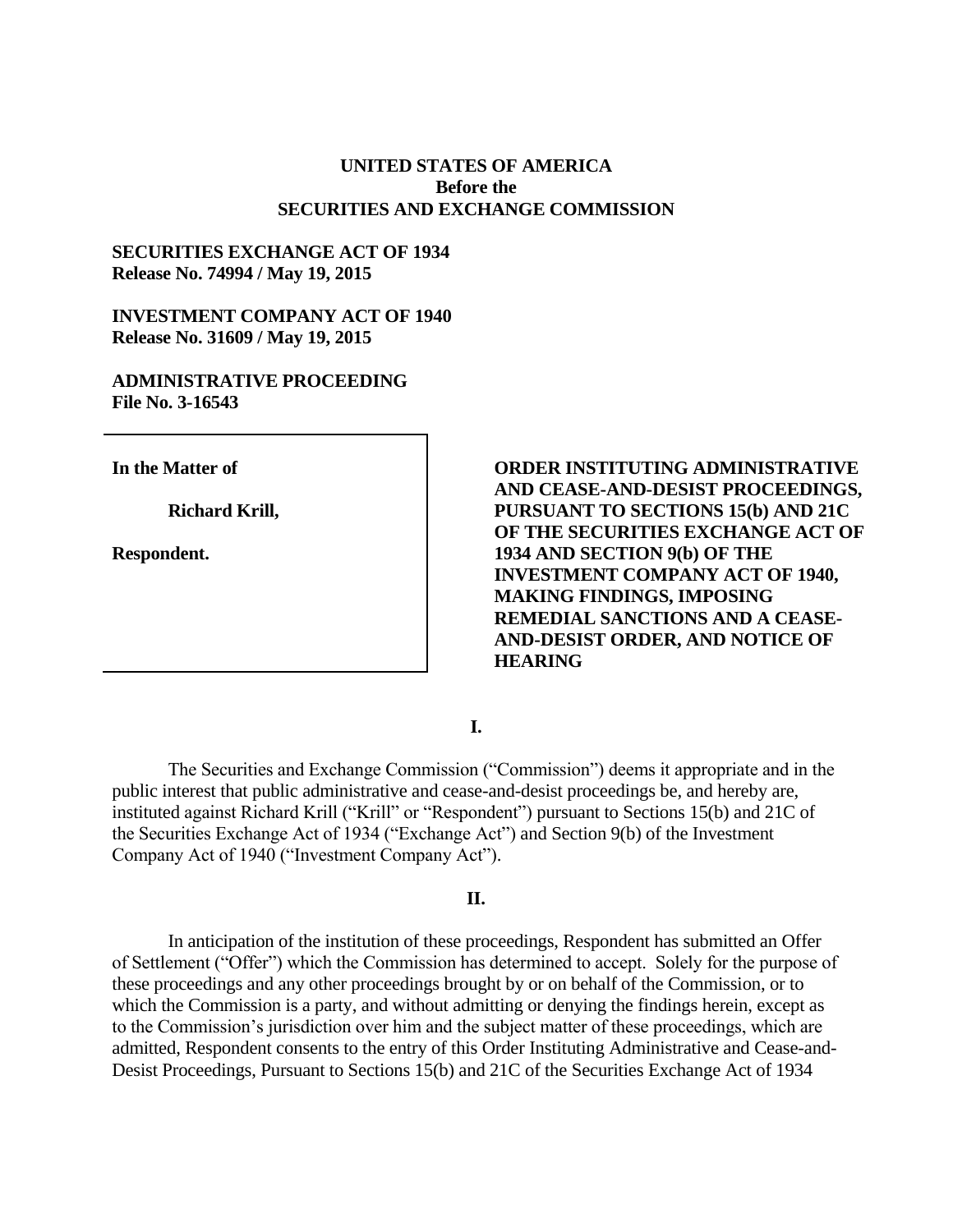**UNITED STATES OF AMERICA**
**Before the**
**SECURITIES AND EXCHANGE COMMISSION**

**SECURITIES EXCHANGE ACT OF 1934**
**Release No. 74994 / May 19, 2015**

**INVESTMENT COMPANY ACT OF 1940**
**Release No. 31609 / May 19, 2015**

**ADMINISTRATIVE PROCEEDING**
**File No. 3-16543**

**In the Matter of**

**Richard Krill,**

**Respondent.**

**ORDER INSTITUTING ADMINISTRATIVE AND CEASE-AND-DESIST PROCEEDINGS, PURSUANT TO SECTIONS 15(b) AND 21C OF THE SECURITIES EXCHANGE ACT OF 1934 AND SECTION 9(b) OF THE INVESTMENT COMPANY ACT OF 1940, MAKING FINDINGS, IMPOSING REMEDIAL SANCTIONS AND A CEASE-AND-DESIST ORDER, AND NOTICE OF HEARING**

**I.**

The Securities and Exchange Commission ("Commission") deems it appropriate and in the public interest that public administrative and cease-and-desist proceedings be, and hereby are, instituted against Richard Krill ("Krill" or "Respondent") pursuant to Sections 15(b) and 21C of the Securities Exchange Act of 1934 ("Exchange Act") and Section 9(b) of the Investment Company Act of 1940 ("Investment Company Act").

**II.**

In anticipation of the institution of these proceedings, Respondent has submitted an Offer of Settlement ("Offer") which the Commission has determined to accept. Solely for the purpose of these proceedings and any other proceedings brought by or on behalf of the Commission, or to which the Commission is a party, and without admitting or denying the findings herein, except as to the Commission's jurisdiction over him and the subject matter of these proceedings, which are admitted, Respondent consents to the entry of this Order Instituting Administrative and Cease-and-Desist Proceedings, Pursuant to Sections 15(b) and 21C of the Securities Exchange Act of 1934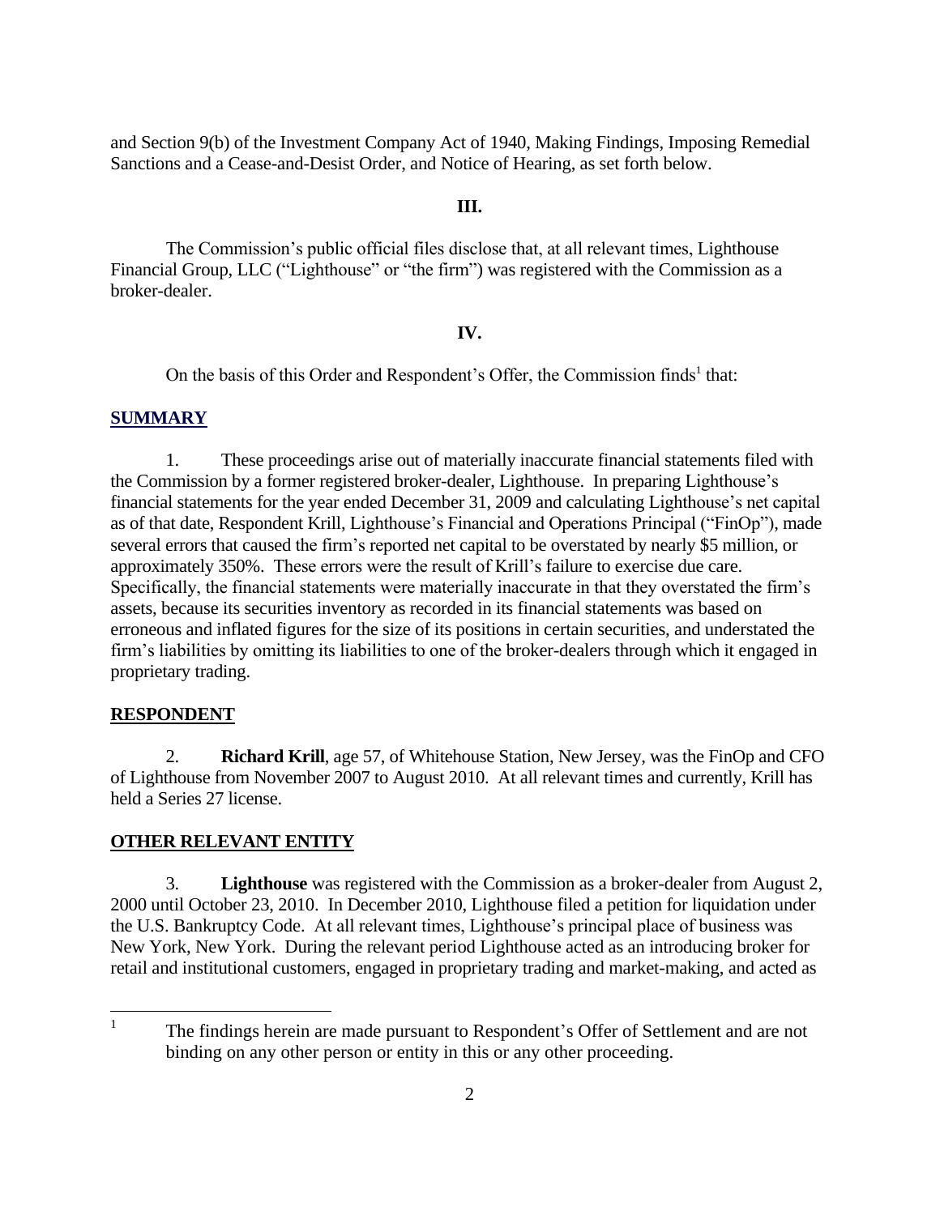and Section 9(b) of the Investment Company Act of 1940, Making Findings, Imposing Remedial Sanctions and a Cease-and-Desist Order, and Notice of Hearing, as set forth below.

**III.**

The Commission's public official files disclose that, at all relevant times, Lighthouse Financial Group, LLC ("Lighthouse" or "the firm") was registered with the Commission as a broker-dealer.

**IV.**

On the basis of this Order and Respondent's Offer, the Commission finds[1] that:

## SUMMARY

1. These proceedings arise out of materially inaccurate financial statements filed with the Commission by a former registered broker-dealer, Lighthouse. In preparing Lighthouse's financial statements for the year ended December 31, 2009 and calculating Lighthouse's net capital as of that date, Respondent Krill, Lighthouse's Financial and Operations Principal ("FinOp"), made several errors that caused the firm's reported net capital to be overstated by nearly $5 million, or approximately 350%. These errors were the result of Krill's failure to exercise due care. Specifically, the financial statements were materially inaccurate in that they overstated the firm's assets, because its securities inventory as recorded in its financial statements was based on erroneous and inflated figures for the size of its positions in certain securities, and understated the firm's liabilities by omitting its liabilities to one of the broker-dealers through which it engaged in proprietary trading.

## RESPONDENT

2. **Richard Krill**, age 57, of Whitehouse Station, New Jersey, was the FinOp and CFO of Lighthouse from November 2007 to August 2010. At all relevant times and currently, Krill has held a Series 27 license.

## OTHER RELEVANT ENTITY

3. **Lighthouse** was registered with the Commission as a broker-dealer from August 2, 2000 until October 23, 2010. In December 2010, Lighthouse filed a petition for liquidation under the U.S. Bankruptcy Code. At all relevant times, Lighthouse's principal place of business was New York, New York. During the relevant period Lighthouse acted as an introducing broker for retail and institutional customers, engaged in proprietary trading and market-making, and acted as

[1] The findings herein are made pursuant to Respondent's Offer of Settlement and are not binding on any other person or entity in this or any other proceeding.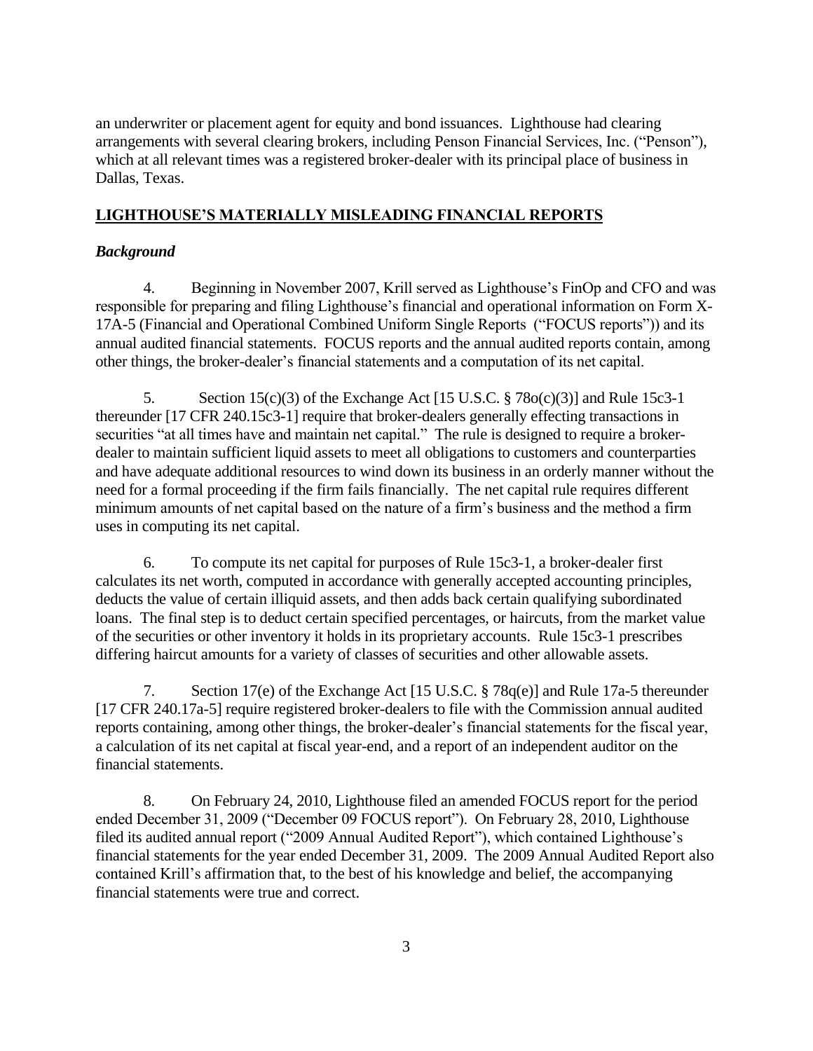an underwriter or placement agent for equity and bond issuances. Lighthouse had clearing arrangements with several clearing brokers, including Penson Financial Services, Inc. ("Penson"), which at all relevant times was a registered broker-dealer with its principal place of business in Dallas, Texas.

## LIGHTHOUSE'S MATERIALLY MISLEADING FINANCIAL REPORTS

### *Background*

4. Beginning in November 2007, Krill served as Lighthouse's FinOp and CFO and was responsible for preparing and filing Lighthouse's financial and operational information on Form X-17A-5 (Financial and Operational Combined Uniform Single Reports ("FOCUS reports")) and its annual audited financial statements. FOCUS reports and the annual audited reports contain, among other things, the broker-dealer's financial statements and a computation of its net capital.

5. Section 15(c)(3) of the Exchange Act [15 U.S.C. § 78o(c)(3)] and Rule 15c3-1 thereunder [17 CFR 240.15c3-1] require that broker-dealers generally effecting transactions in securities "at all times have and maintain net capital." The rule is designed to require a broker-dealer to maintain sufficient liquid assets to meet all obligations to customers and counterparties and have adequate additional resources to wind down its business in an orderly manner without the need for a formal proceeding if the firm fails financially. The net capital rule requires different minimum amounts of net capital based on the nature of a firm's business and the method a firm uses in computing its net capital.

6. To compute its net capital for purposes of Rule 15c3-1, a broker-dealer first calculates its net worth, computed in accordance with generally accepted accounting principles, deducts the value of certain illiquid assets, and then adds back certain qualifying subordinated loans. The final step is to deduct certain specified percentages, or haircuts, from the market value of the securities or other inventory it holds in its proprietary accounts. Rule 15c3-1 prescribes differing haircut amounts for a variety of classes of securities and other allowable assets.

7. Section 17(e) of the Exchange Act [15 U.S.C. § 78q(e)] and Rule 17a-5 thereunder [17 CFR 240.17a-5] require registered broker-dealers to file with the Commission annual audited reports containing, among other things, the broker-dealer's financial statements for the fiscal year, a calculation of its net capital at fiscal year-end, and a report of an independent auditor on the financial statements.

8. On February 24, 2010, Lighthouse filed an amended FOCUS report for the period ended December 31, 2009 ("December 09 FOCUS report"). On February 28, 2010, Lighthouse filed its audited annual report ("2009 Annual Audited Report"), which contained Lighthouse's financial statements for the year ended December 31, 2009. The 2009 Annual Audited Report also contained Krill's affirmation that, to the best of his knowledge and belief, the accompanying financial statements were true and correct.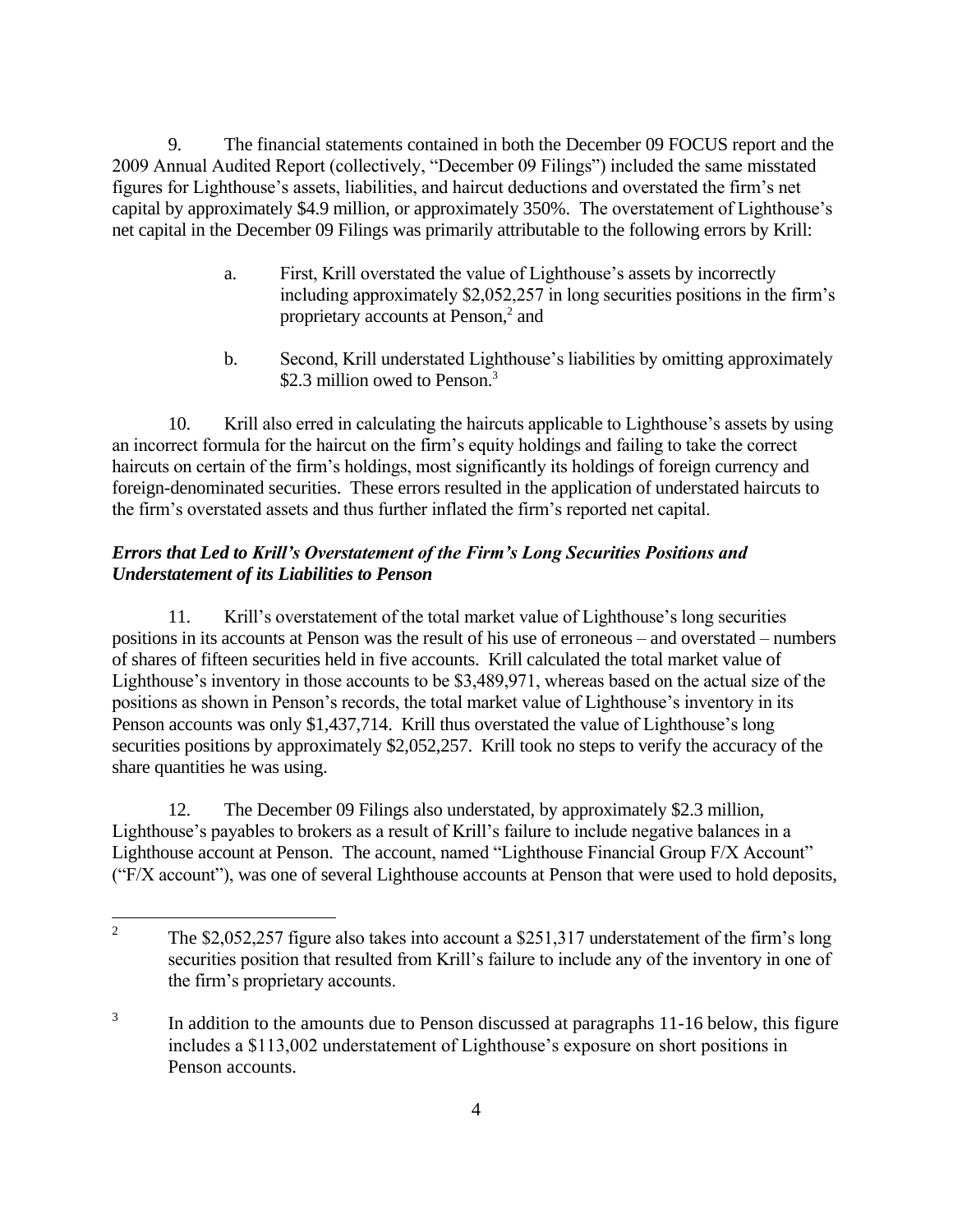9. The financial statements contained in both the December 09 FOCUS report and the 2009 Annual Audited Report (collectively, "December 09 Filings") included the same misstated figures for Lighthouse's assets, liabilities, and haircut deductions and overstated the firm's net capital by approximately $4.9 million, or approximately 350%. The overstatement of Lighthouse's net capital in the December 09 Filings was primarily attributable to the following errors by Krill:

> a. First, Krill overstated the value of Lighthouse's assets by incorrectly including approximately $2,052,257 in long securities positions in the firm's proprietary accounts at Penson,[2] and
>
> b. Second, Krill understated Lighthouse's liabilities by omitting approximately $2.3 million owed to Penson.[3]

10. Krill also erred in calculating the haircuts applicable to Lighthouse's assets by using an incorrect formula for the haircut on the firm's equity holdings and failing to take the correct haircuts on certain of the firm's holdings, most significantly its holdings of foreign currency and foreign-denominated securities. These errors resulted in the application of understated haircuts to the firm's overstated assets and thus further inflated the firm's reported net capital.

***Errors that Led to Krill's Overstatement of the Firm's Long Securities Positions and Understatement of its Liabilities to Penson***

11. Krill's overstatement of the total market value of Lighthouse's long securities positions in its accounts at Penson was the result of his use of erroneous – and overstated – numbers of shares of fifteen securities held in five accounts. Krill calculated the total market value of Lighthouse's inventory in those accounts to be $3,489,971, whereas based on the actual size of the positions as shown in Penson's records, the total market value of Lighthouse's inventory in its Penson accounts was only $1,437,714. Krill thus overstated the value of Lighthouse's long securities positions by approximately $2,052,257. Krill took no steps to verify the accuracy of the share quantities he was using.

12. The December 09 Filings also understated, by approximately $2.3 million, Lighthouse's payables to brokers as a result of Krill's failure to include negative balances in a Lighthouse account at Penson. The account, named "Lighthouse Financial Group F/X Account" ("F/X account"), was one of several Lighthouse accounts at Penson that were used to hold deposits,

---

[2] The $2,052,257 figure also takes into account a $251,317 understatement of the firm's long securities position that resulted from Krill's failure to include any of the inventory in one of the firm's proprietary accounts.

[3] In addition to the amounts due to Penson discussed at paragraphs 11-16 below, this figure includes a $113,002 understatement of Lighthouse's exposure on short positions in Penson accounts.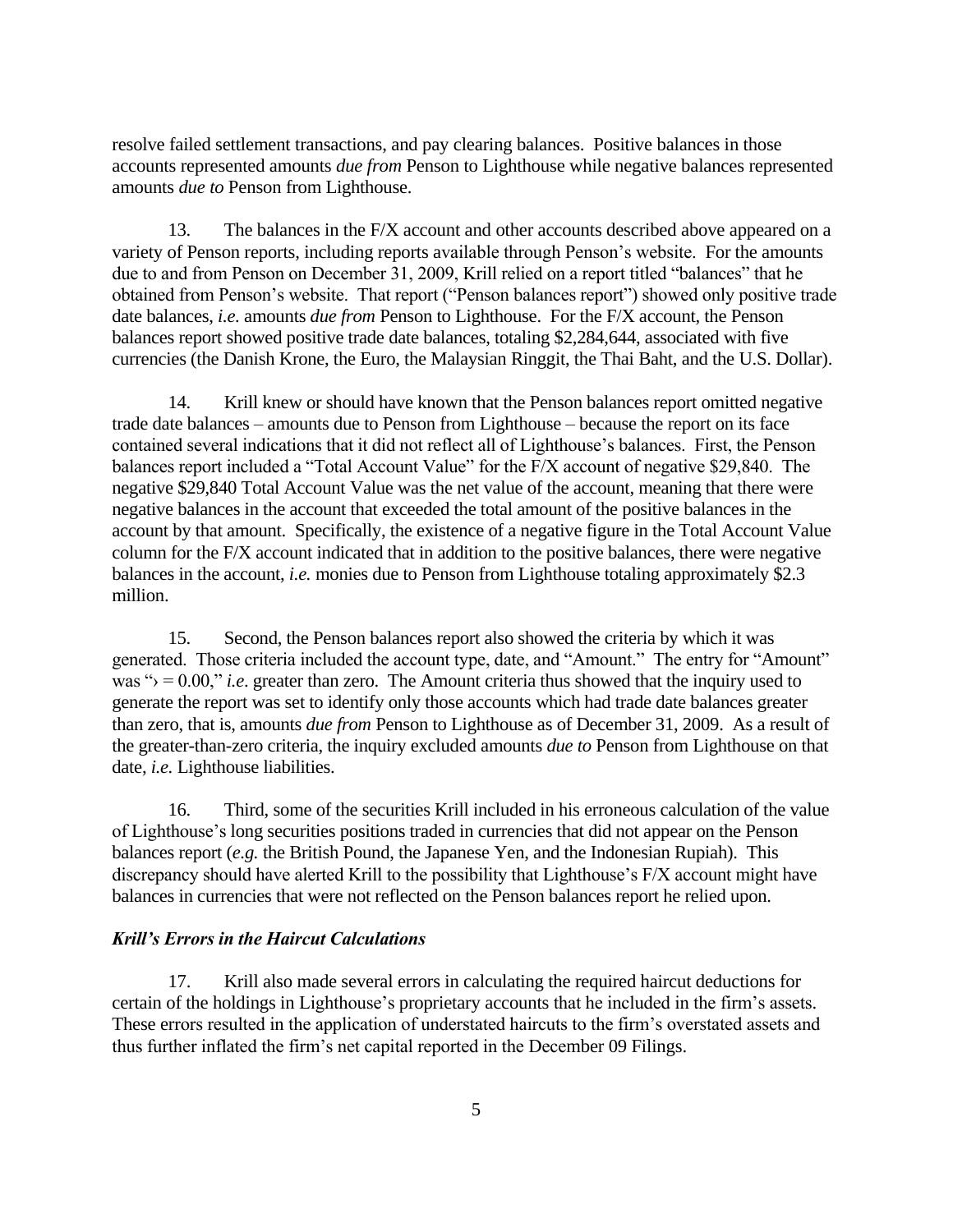resolve failed settlement transactions, and pay clearing balances. Positive balances in those accounts represented amounts *due from* Penson to Lighthouse while negative balances represented amounts *due to* Penson from Lighthouse.

13. The balances in the F/X account and other accounts described above appeared on a variety of Penson reports, including reports available through Penson's website. For the amounts due to and from Penson on December 31, 2009, Krill relied on a report titled "balances" that he obtained from Penson's website. That report ("Penson balances report") showed only positive trade date balances, *i.e.* amounts *due from* Penson to Lighthouse. For the F/X account, the Penson balances report showed positive trade date balances, totaling $2,284,644, associated with five currencies (the Danish Krone, the Euro, the Malaysian Ringgit, the Thai Baht, and the U.S. Dollar).

14. Krill knew or should have known that the Penson balances report omitted negative trade date balances – amounts due to Penson from Lighthouse – because the report on its face contained several indications that it did not reflect all of Lighthouse's balances. First, the Penson balances report included a "Total Account Value" for the F/X account of negative $29,840. The negative $29,840 Total Account Value was the net value of the account, meaning that there were negative balances in the account that exceeded the total amount of the positive balances in the account by that amount. Specifically, the existence of a negative figure in the Total Account Value column for the F/X account indicated that in addition to the positive balances, there were negative balances in the account, *i.e.* monies due to Penson from Lighthouse totaling approximately $2.3 million.

15. Second, the Penson balances report also showed the criteria by which it was generated. Those criteria included the account type, date, and "Amount." The entry for "Amount" was "› = 0.00," *i.e.* greater than zero. The Amount criteria thus showed that the inquiry used to generate the report was set to identify only those accounts which had trade date balances greater than zero, that is, amounts *due from* Penson to Lighthouse as of December 31, 2009. As a result of the greater-than-zero criteria, the inquiry excluded amounts *due to* Penson from Lighthouse on that date, *i.e.* Lighthouse liabilities.

16. Third, some of the securities Krill included in his erroneous calculation of the value of Lighthouse's long securities positions traded in currencies that did not appear on the Penson balances report (*e.g.* the British Pound, the Japanese Yen, and the Indonesian Rupiah). This discrepancy should have alerted Krill to the possibility that Lighthouse's F/X account might have balances in currencies that were not reflected on the Penson balances report he relied upon.

***Krill's Errors in the Haircut Calculations***

17. Krill also made several errors in calculating the required haircut deductions for certain of the holdings in Lighthouse's proprietary accounts that he included in the firm's assets. These errors resulted in the application of understated haircuts to the firm's overstated assets and thus further inflated the firm's net capital reported in the December 09 Filings.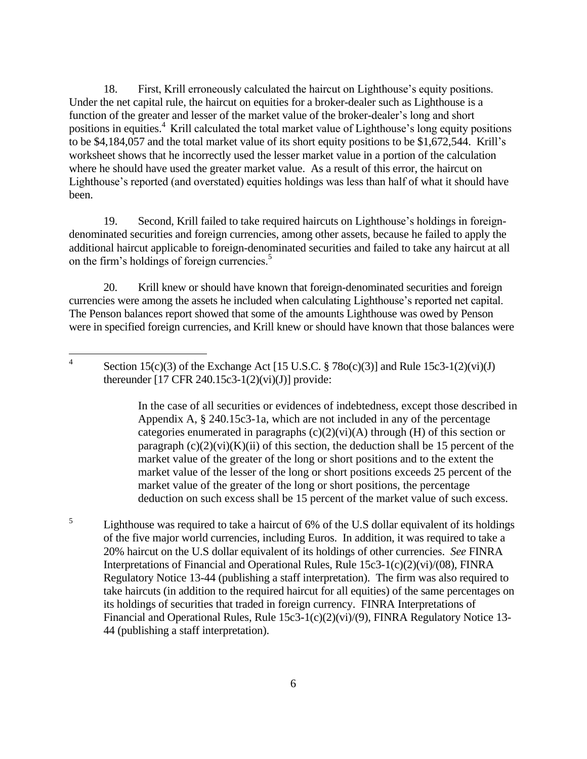18. First, Krill erroneously calculated the haircut on Lighthouse's equity positions. Under the net capital rule, the haircut on equities for a broker-dealer such as Lighthouse is a function of the greater and lesser of the market value of the broker-dealer's long and short positions in equities.[4] Krill calculated the total market value of Lighthouse's long equity positions to be $4,184,057 and the total market value of its short equity positions to be $1,672,544. Krill's worksheet shows that he incorrectly used the lesser market value in a portion of the calculation where he should have used the greater market value. As a result of this error, the haircut on Lighthouse's reported (and overstated) equities holdings was less than half of what it should have been.

19. Second, Krill failed to take required haircuts on Lighthouse's holdings in foreign-denominated securities and foreign currencies, among other assets, because he failed to apply the additional haircut applicable to foreign-denominated securities and failed to take any haircut at all on the firm's holdings of foreign currencies.[5]

20. Krill knew or should have known that foreign-denominated securities and foreign currencies were among the assets he included when calculating Lighthouse's reported net capital. The Penson balances report showed that some of the amounts Lighthouse was owed by Penson were in specified foreign currencies, and Krill knew or should have known that those balances were

---

[4] Section 15(c)(3) of the Exchange Act [15 U.S.C. § 78o(c)(3)] and Rule 15c3-1(2)(vi)(J) thereunder [17 CFR 240.15c3-1(2)(vi)(J)] provide:

> In the case of all securities or evidences of indebtedness, except those described in Appendix A, § 240.15c3-1a, which are not included in any of the percentage categories enumerated in paragraphs (c)(2)(vi)(A) through (H) of this section or paragraph (c)(2)(vi)(K)(ii) of this section, the deduction shall be 15 percent of the market value of the greater of the long or short positions and to the extent the market value of the lesser of the long or short positions exceeds 25 percent of the market value of the greater of the long or short positions, the percentage deduction on such excess shall be 15 percent of the market value of such excess.

[5] Lighthouse was required to take a haircut of 6% of the U.S dollar equivalent of its holdings of the five major world currencies, including Euros. In addition, it was required to take a 20% haircut on the U.S dollar equivalent of its holdings of other currencies. *See* FINRA Interpretations of Financial and Operational Rules, Rule 15c3-1(c)(2)(vi)/(08), FINRA Regulatory Notice 13-44 (publishing a staff interpretation). The firm was also required to take haircuts (in addition to the required haircut for all equities) of the same percentages on its holdings of securities that traded in foreign currency. FINRA Interpretations of Financial and Operational Rules, Rule 15c3-1(c)(2)(vi)/(9), FINRA Regulatory Notice 13-44 (publishing a staff interpretation).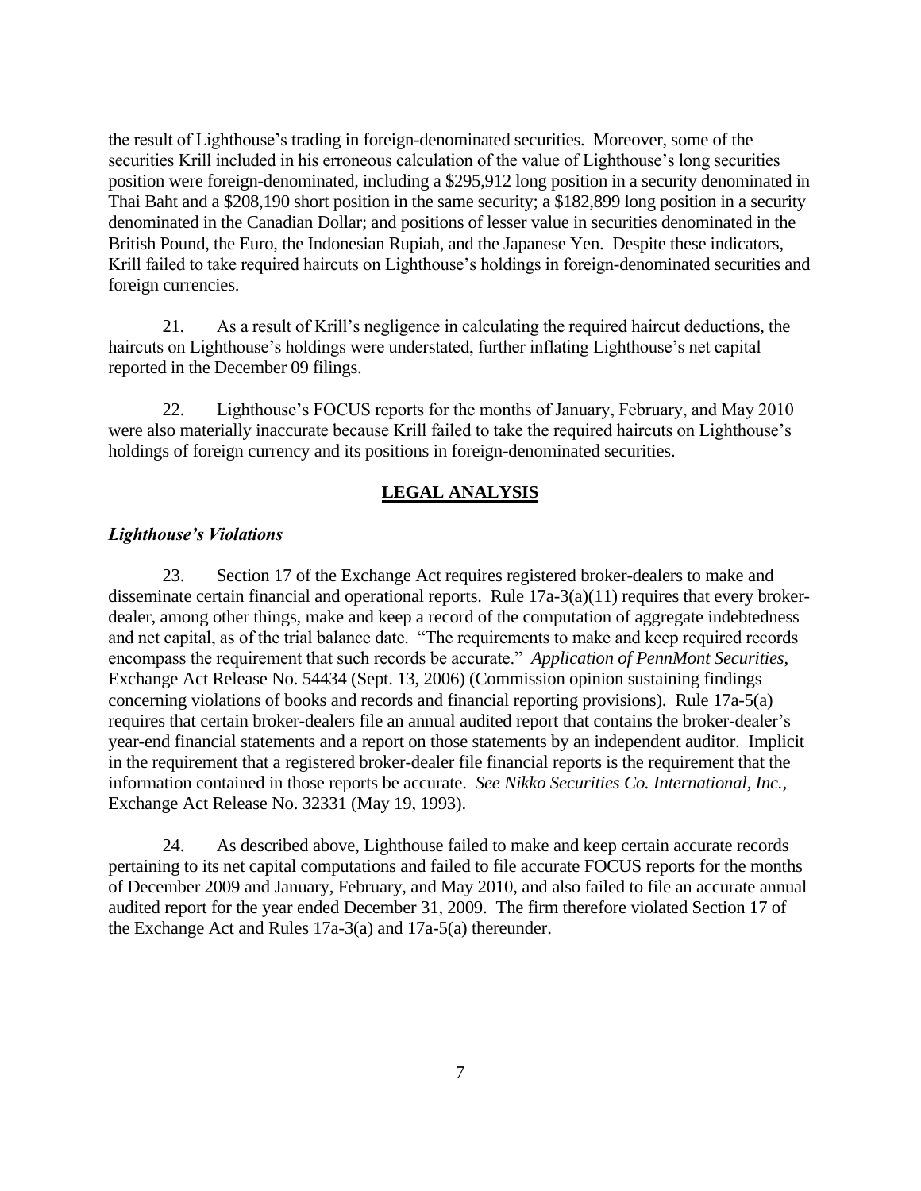the result of Lighthouse's trading in foreign-denominated securities. Moreover, some of the securities Krill included in his erroneous calculation of the value of Lighthouse's long securities position were foreign-denominated, including a $295,912 long position in a security denominated in Thai Baht and a $208,190 short position in the same security; a $182,899 long position in a security denominated in the Canadian Dollar; and positions of lesser value in securities denominated in the British Pound, the Euro, the Indonesian Rupiah, and the Japanese Yen. Despite these indicators, Krill failed to take required haircuts on Lighthouse's holdings in foreign-denominated securities and foreign currencies.

21. As a result of Krill's negligence in calculating the required haircut deductions, the haircuts on Lighthouse's holdings were understated, further inflating Lighthouse's net capital reported in the December 09 filings.

22. Lighthouse's FOCUS reports for the months of January, February, and May 2010 were also materially inaccurate because Krill failed to take the required haircuts on Lighthouse's holdings of foreign currency and its positions in foreign-denominated securities.

## LEGAL ANALYSIS

### *Lighthouse's Violations*

23. Section 17 of the Exchange Act requires registered broker-dealers to make and disseminate certain financial and operational reports. Rule 17a-3(a)(11) requires that every broker-dealer, among other things, make and keep a record of the computation of aggregate indebtedness and net capital, as of the trial balance date. "The requirements to make and keep required records encompass the requirement that such records be accurate." *Application of PennMont Securities*, Exchange Act Release No. 54434 (Sept. 13, 2006) (Commission opinion sustaining findings concerning violations of books and records and financial reporting provisions). Rule 17a-5(a) requires that certain broker-dealers file an annual audited report that contains the broker-dealer's year-end financial statements and a report on those statements by an independent auditor. Implicit in the requirement that a registered broker-dealer file financial reports is the requirement that the information contained in those reports be accurate. *See Nikko Securities Co. International, Inc.*, Exchange Act Release No. 32331 (May 19, 1993).

24. As described above, Lighthouse failed to make and keep certain accurate records pertaining to its net capital computations and failed to file accurate FOCUS reports for the months of December 2009 and January, February, and May 2010, and also failed to file an accurate annual audited report for the year ended December 31, 2009. The firm therefore violated Section 17 of the Exchange Act and Rules 17a-3(a) and 17a-5(a) thereunder.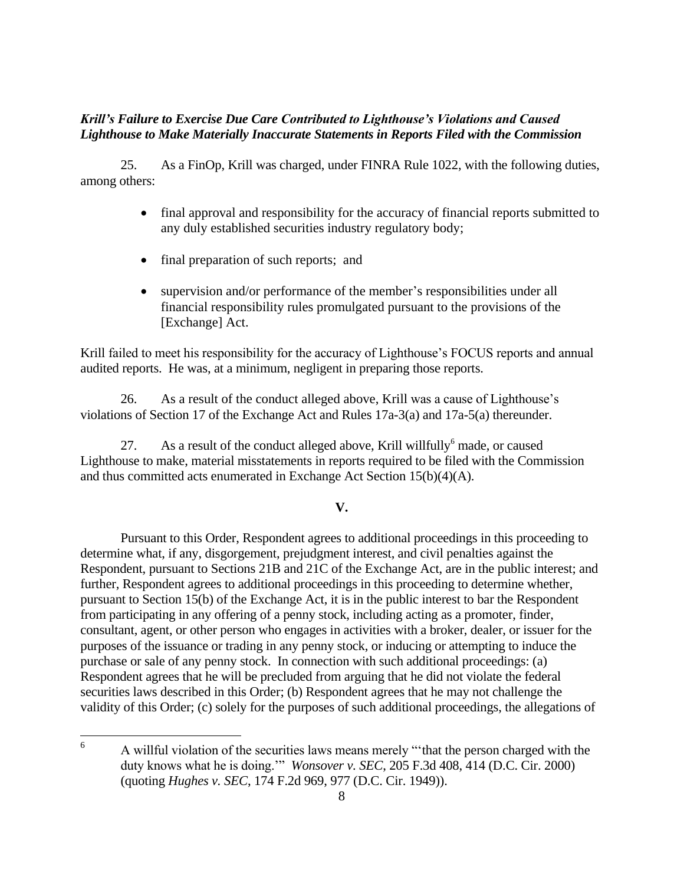***Krill's Failure to Exercise Due Care Contributed to Lighthouse's Violations and Caused Lighthouse to Make Materially Inaccurate Statements in Reports Filed with the Commission***

25. As a FinOp, Krill was charged, under FINRA Rule 1022, with the following duties, among others:

- final approval and responsibility for the accuracy of financial reports submitted to any duly established securities industry regulatory body;
- final preparation of such reports; and
- supervision and/or performance of the member's responsibilities under all financial responsibility rules promulgated pursuant to the provisions of the [Exchange] Act.

Krill failed to meet his responsibility for the accuracy of Lighthouse's FOCUS reports and annual audited reports. He was, at a minimum, negligent in preparing those reports.

26. As a result of the conduct alleged above, Krill was a cause of Lighthouse's violations of Section 17 of the Exchange Act and Rules 17a-3(a) and 17a-5(a) thereunder.

27. As a result of the conduct alleged above, Krill willfully[6] made, or caused Lighthouse to make, material misstatements in reports required to be filed with the Commission and thus committed acts enumerated in Exchange Act Section 15(b)(4)(A).

**V.**

Pursuant to this Order, Respondent agrees to additional proceedings in this proceeding to determine what, if any, disgorgement, prejudgment interest, and civil penalties against the Respondent, pursuant to Sections 21B and 21C of the Exchange Act, are in the public interest; and further, Respondent agrees to additional proceedings in this proceeding to determine whether, pursuant to Section 15(b) of the Exchange Act, it is in the public interest to bar the Respondent from participating in any offering of a penny stock, including acting as a promoter, finder, consultant, agent, or other person who engages in activities with a broker, dealer, or issuer for the purposes of the issuance or trading in any penny stock, or inducing or attempting to induce the purchase or sale of any penny stock. In connection with such additional proceedings: (a) Respondent agrees that he will be precluded from arguing that he did not violate the federal securities laws described in this Order; (b) Respondent agrees that he may not challenge the validity of this Order; (c) solely for the purposes of such additional proceedings, the allegations of

---

[6] A willful violation of the securities laws means merely "'that the person charged with the duty knows what he is doing.'" *Wonsover v. SEC*, 205 F.3d 408, 414 (D.C. Cir. 2000) (quoting *Hughes v. SEC*, 174 F.2d 969, 977 (D.C. Cir. 1949)).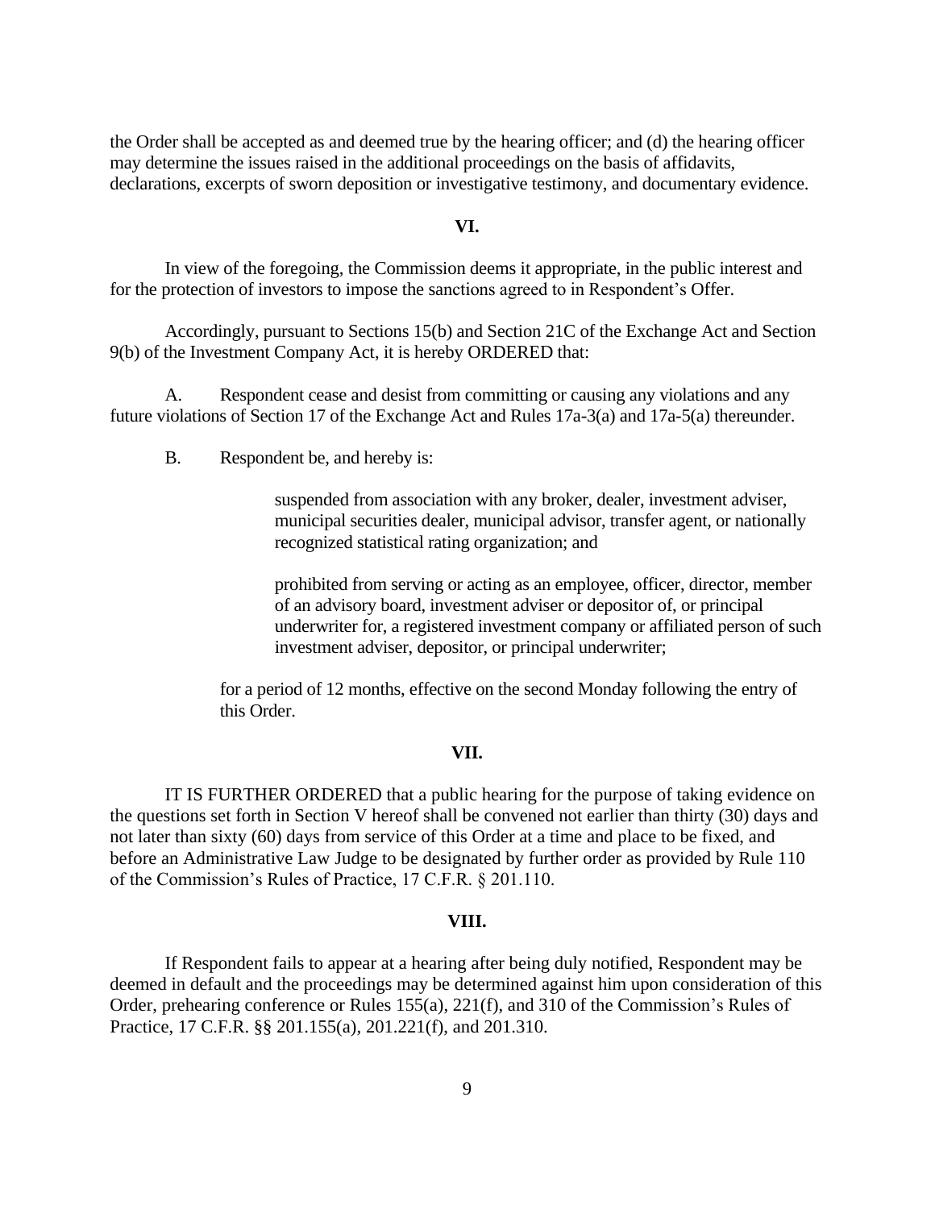the Order shall be accepted as and deemed true by the hearing officer; and (d) the hearing officer may determine the issues raised in the additional proceedings on the basis of affidavits, declarations, excerpts of sworn deposition or investigative testimony, and documentary evidence.

**VI.**

In view of the foregoing, the Commission deems it appropriate, in the public interest and for the protection of investors to impose the sanctions agreed to in Respondent's Offer.

Accordingly, pursuant to Sections 15(b) and Section 21C of the Exchange Act and Section 9(b) of the Investment Company Act, it is hereby ORDERED that:

A. Respondent cease and desist from committing or causing any violations and any future violations of Section 17 of the Exchange Act and Rules 17a-3(a) and 17a-5(a) thereunder.

B. Respondent be, and hereby is:

> suspended from association with any broker, dealer, investment adviser, municipal securities dealer, municipal advisor, transfer agent, or nationally recognized statistical rating organization; and
>
> prohibited from serving or acting as an employee, officer, director, member of an advisory board, investment adviser or depositor of, or principal underwriter for, a registered investment company or affiliated person of such investment adviser, depositor, or principal underwriter;

for a period of 12 months, effective on the second Monday following the entry of this Order.

**VII.**

IT IS FURTHER ORDERED that a public hearing for the purpose of taking evidence on the questions set forth in Section V hereof shall be convened not earlier than thirty (30) days and not later than sixty (60) days from service of this Order at a time and place to be fixed, and before an Administrative Law Judge to be designated by further order as provided by Rule 110 of the Commission's Rules of Practice, 17 C.F.R. § 201.110.

**VIII.**

If Respondent fails to appear at a hearing after being duly notified, Respondent may be deemed in default and the proceedings may be determined against him upon consideration of this Order, prehearing conference or Rules 155(a), 221(f), and 310 of the Commission's Rules of Practice, 17 C.F.R. §§ 201.155(a), 201.221(f), and 201.310.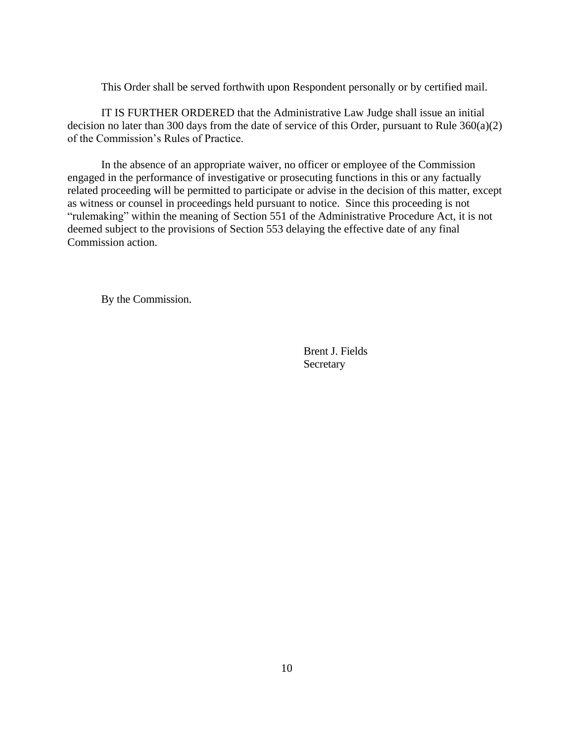This Order shall be served forthwith upon Respondent personally or by certified mail.

IT IS FURTHER ORDERED that the Administrative Law Judge shall issue an initial decision no later than 300 days from the date of service of this Order, pursuant to Rule 360(a)(2) of the Commission's Rules of Practice.

In the absence of an appropriate waiver, no officer or employee of the Commission engaged in the performance of investigative or prosecuting functions in this or any factually related proceeding will be permitted to participate or advise in the decision of this matter, except as witness or counsel in proceedings held pursuant to notice. Since this proceeding is not "rulemaking" within the meaning of Section 551 of the Administrative Procedure Act, it is not deemed subject to the provisions of Section 553 delaying the effective date of any final Commission action.

By the Commission.

Brent J. Fields
Secretary